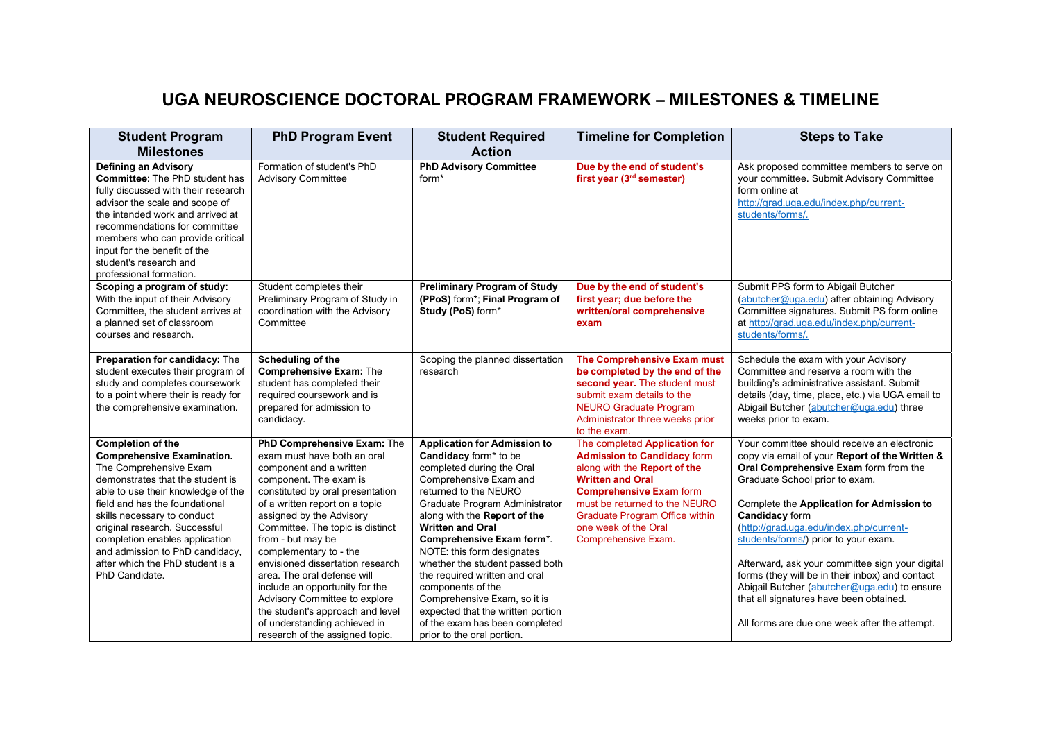# UGA NEUROSCIENCE DOCTORAL PROGRAM FRAMEWORK – MILESTONES & TIMELINE

| Student Program Milestones | PhD Program Event | Student Required Action | Timeline for Completion | Steps to Take |
|---|---|---|---|---|
| **Defining an Advisory Committee**: The PhD student has fully discussed with their research advisor the scale and scope of the intended work and arrived at recommendations for committee members who can provide critical input for the benefit of the student's research and professional formation. | Formation of student's PhD Advisory Committee | **PhD Advisory Committee** form* | **Due by the end of student's first year (3rd semester)** | Ask proposed committee members to serve on your committee. Submit Advisory Committee form online at http://grad.uga.edu/index.php/current-students/forms/. |
| **Scoping a program of study:** With the input of their Advisory Committee, the student arrives at a planned set of classroom courses and research. | Student completes their Preliminary Program of Study in coordination with the Advisory Committee | **Preliminary Program of Study (PPoS)** form*; **Final Program of Study (PoS)** form* | **Due by the end of student's first year; due before the written/oral comprehensive exam** | Submit PPS form to Abigail Butcher (abutcher@uga.edu) after obtaining Advisory Committee signatures. Submit PS form online at http://grad.uga.edu/index.php/current-students/forms/. |
| **Preparation for candidacy:** The student executes their program of study and completes coursework to a point where their is ready for the comprehensive examination. | **Scheduling of the Comprehensive Exam:** The student has completed their required coursework and is prepared for admission to candidacy. | Scoping the planned dissertation research | **The Comprehensive Exam must be completed by the end of the second year.** The student must submit exam details to the NEURO Graduate Program Administrator three weeks prior to the exam. | Schedule the exam with your Advisory Committee and reserve a room with the building's administrative assistant. Submit details (day, time, place, etc.) via UGA email to Abigail Butcher (abutcher@uga.edu) three weeks prior to exam. |
| **Completion of the Comprehensive Examination.** The Comprehensive Exam demonstrates that the student is able to use their knowledge of the field and has the foundational skills necessary to conduct original research. Successful completion enables application and admission to PhD candidacy, after which the PhD student is a PhD Candidate. | **PhD Comprehensive Exam:** The exam must have both an oral component and a written component. The exam is constituted by oral presentation of a written report on a topic assigned by the Advisory Committee. The topic is distinct from - but may be complementary to - the envisioned dissertation research area. The oral defense will include an opportunity for the Advisory Committee to explore the student's approach and level of understanding achieved in research of the assigned topic. | **Application for Admission to Candidacy** form* to be completed during the Oral Comprehensive Exam and returned to the NEURO Graduate Program Administrator along with the **Report of the Written and Oral Comprehensive Exam form***. NOTE: this form designates whether the student passed both the required written and oral components of the Comprehensive Exam, so it is expected that the written portion of the exam has been completed prior to the oral portion. | The completed **Application for Admission to Candidacy** form along with the **Report of the Written and Oral Comprehensive Exam** form must be returned to the NEURO Graduate Program Office within one week of the Oral Comprehensive Exam. | Your committee should receive an electronic copy via email of your **Report of the Written & Oral Comprehensive Exam** form from the Graduate School prior to exam.<br><br>Complete the **Application for Admission to Candidacy** form (http://grad.uga.edu/index.php/current-students/forms/) prior to your exam.<br><br>Afterward, ask your committee sign your digital forms (they will be in their inbox) and contact Abigail Butcher (abutcher@uga.edu) to ensure that all signatures have been obtained.<br><br>All forms are due one week after the attempt. |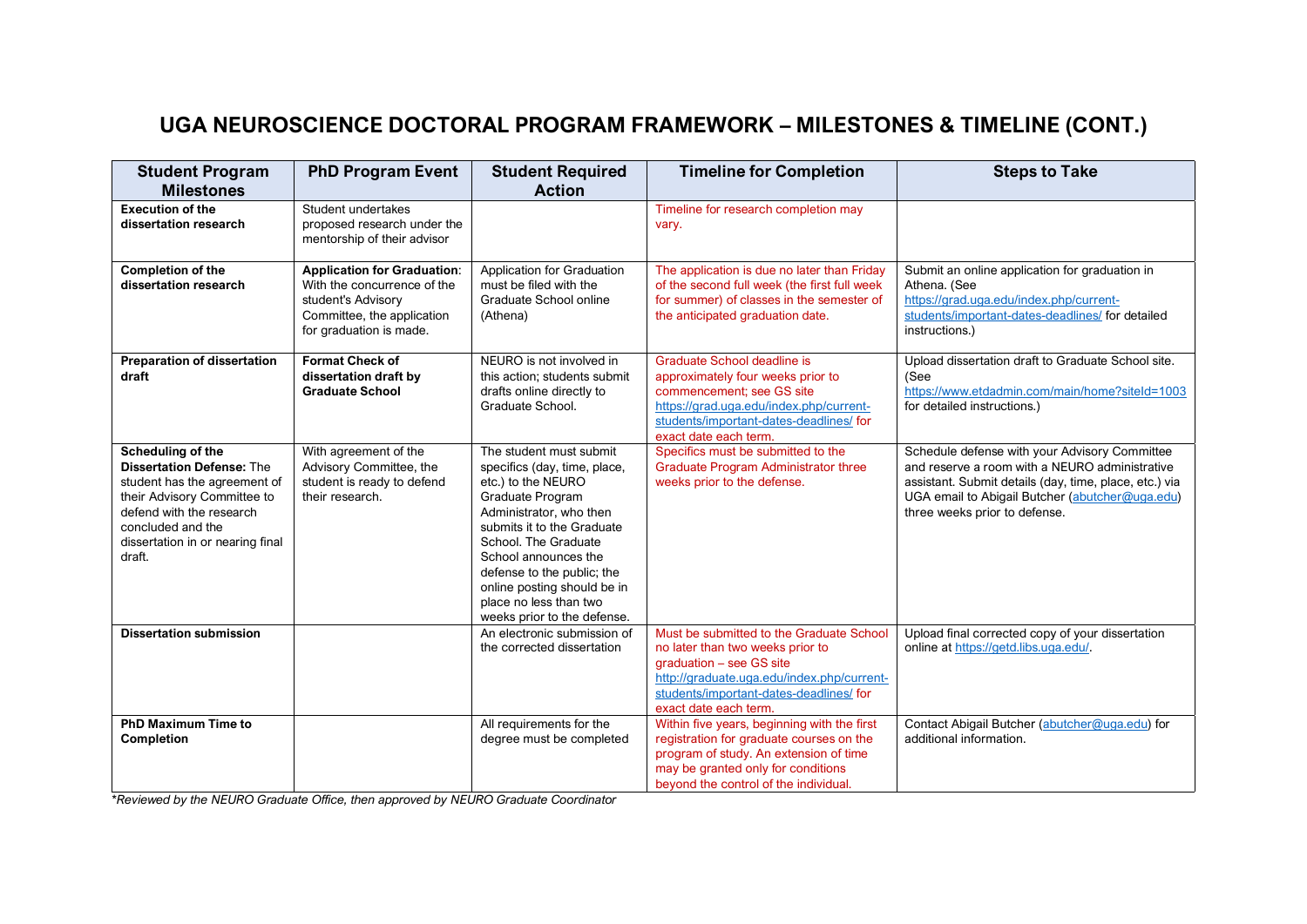# UGA NEUROSCIENCE DOCTORAL PROGRAM FRAMEWORK – MILESTONES & TIMELINE (CONT.)

| Student Program Milestones | PhD Program Event | Student Required Action | Timeline for Completion | Steps to Take |
|---|---|---|---|---|
| **Execution of the dissertation research** | Student undertakes proposed research under the mentorship of their advisor | | Timeline for research completion may vary. | |
| **Completion of the dissertation research** | **Application for Graduation**: With the concurrence of the student's Advisory Committee, the application for graduation is made. | Application for Graduation must be filed with the Graduate School online (Athena) | The application is due no later than Friday of the second full week (the first full week for summer) of classes in the semester of the anticipated graduation date. | Submit an online application for graduation in Athena. (See https://grad.uga.edu/index.php/current-students/important-dates-deadlines/ for detailed instructions.) |
| **Preparation of dissertation draft** | **Format Check of dissertation draft by Graduate School** | NEURO is not involved in this action; students submit drafts online directly to Graduate School. | Graduate School deadline is approximately four weeks prior to commencement; see GS site https://grad.uga.edu/index.php/current-students/important-dates-deadlines/ for exact date each term. | Upload dissertation draft to Graduate School site. (See https://www.etdadmin.com/main/home?siteId=1003 for detailed instructions.) |
| **Scheduling of the Dissertation Defense:** The student has the agreement of their Advisory Committee to defend with the research concluded and the dissertation in or nearing final draft. | With agreement of the Advisory Committee, the student is ready to defend their research. | The student must submit specifics (day, time, place, etc.) to the NEURO Graduate Program Administrator, who then submits it to the Graduate School. The Graduate School announces the defense to the public; the online posting should be in place no less than two weeks prior to the defense. | Specifics must be submitted to the Graduate Program Administrator three weeks prior to the defense. | Schedule defense with your Advisory Committee and reserve a room with a NEURO administrative assistant. Submit details (day, time, place, etc.) via UGA email to Abigail Butcher (abutcher@uga.edu) three weeks prior to defense. |
| **Dissertation submission** | | An electronic submission of the corrected dissertation | Must be submitted to the Graduate School no later than two weeks prior to graduation – see GS site http://graduate.uga.edu/index.php/current-students/important-dates-deadlines/ for exact date each term. | Upload final corrected copy of your dissertation online at https://getd.libs.uga.edu/. |
| **PhD Maximum Time to Completion** | | All requirements for the degree must be completed | Within five years, beginning with the first registration for graduate courses on the program of study. An extension of time may be granted only for conditions beyond the control of the individual. | Contact Abigail Butcher (abutcher@uga.edu) for additional information. |

*\*Reviewed by the NEURO Graduate Office, then approved by NEURO Graduate Coordinator*